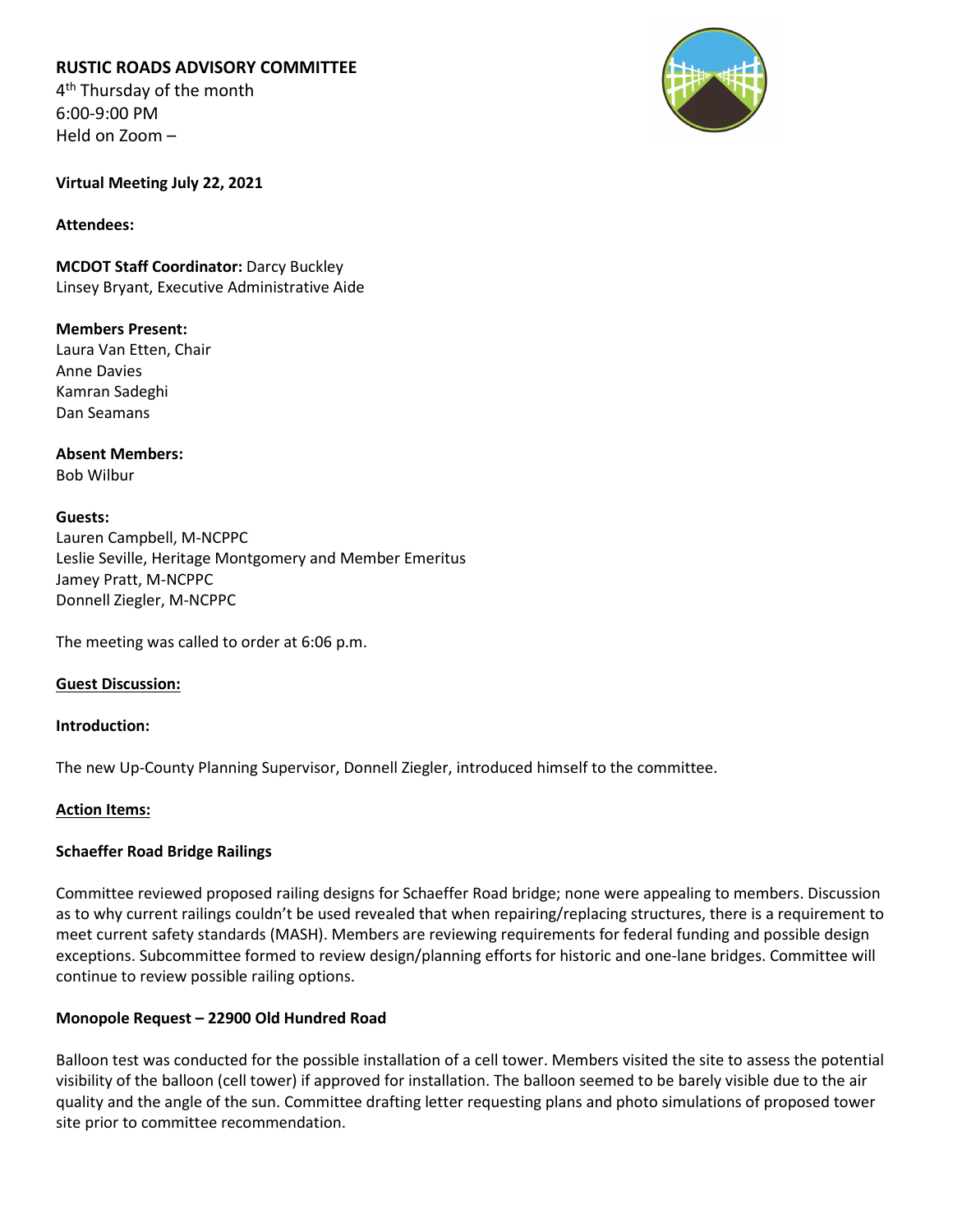**RUSTIC ROADS ADVISORY COMMITTEE**
4th Thursday of the month
6:00-9:00 PM
Held on Zoom –

**Virtual Meeting July 22, 2021**

**Attendees:**

**MCDOT Staff Coordinator:** Darcy Buckley
Linsey Bryant, Executive Administrative Aide

**Members Present:**
Laura Van Etten, Chair
Anne Davies
Kamran Sadeghi
Dan Seamans

**Absent Members:**
Bob Wilbur

**Guests:**
Lauren Campbell, M-NCPPC
Leslie Seville, Heritage Montgomery and Member Emeritus
Jamey Pratt, M-NCPPC
Donnell Ziegler, M-NCPPC

The meeting was called to order at 6:06 p.m.

**Guest Discussion:**

**Introduction:**

The new Up-County Planning Supervisor, Donnell Ziegler, introduced himself to the committee.

**Action Items:**

**Schaeffer Road Bridge Railings**

Committee reviewed proposed railing designs for Schaeffer Road bridge; none were appealing to members. Discussion as to why current railings couldn't be used revealed that when repairing/replacing structures, there is a requirement to meet current safety standards (MASH). Members are reviewing requirements for federal funding and possible design exceptions. Subcommittee formed to review design/planning efforts for historic and one-lane bridges. Committee will continue to review possible railing options.

**Monopole Request – 22900 Old Hundred Road**

Balloon test was conducted for the possible installation of a cell tower. Members visited the site to assess the potential visibility of the balloon (cell tower) if approved for installation. The balloon seemed to be barely visible due to the air quality and the angle of the sun. Committee drafting letter requesting plans and photo simulations of proposed tower site prior to committee recommendation.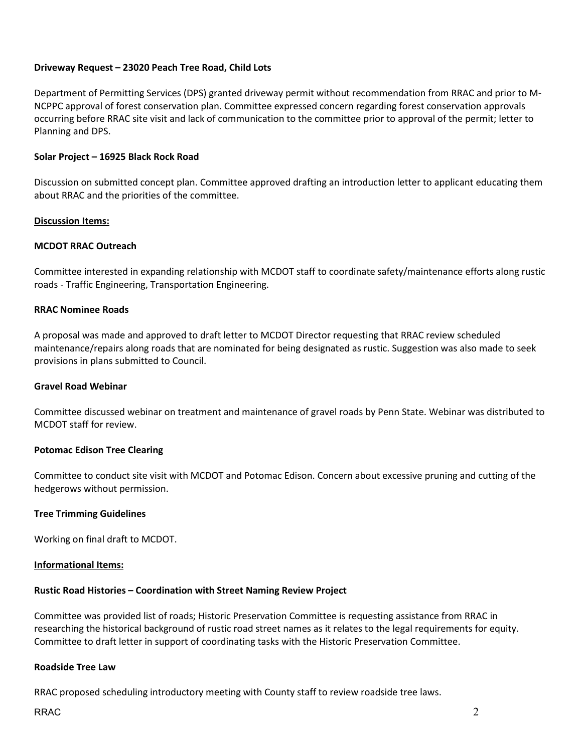**Driveway Request – 23020 Peach Tree Road, Child Lots**

Department of Permitting Services (DPS) granted driveway permit without recommendation from RRAC and prior to M-NCPPC approval of forest conservation plan. Committee expressed concern regarding forest conservation approvals occurring before RRAC site visit and lack of communication to the committee prior to approval of the permit; letter to Planning and DPS.

**Solar Project – 16925 Black Rock Road**

Discussion on submitted concept plan. Committee approved drafting an introduction letter to applicant educating them about RRAC and the priorities of the committee.

**Discussion Items:**

**MCDOT RRAC Outreach**

Committee interested in expanding relationship with MCDOT staff to coordinate safety/maintenance efforts along rustic roads - Traffic Engineering, Transportation Engineering.

**RRAC Nominee Roads**

A proposal was made and approved to draft letter to MCDOT Director requesting that RRAC review scheduled maintenance/repairs along roads that are nominated for being designated as rustic. Suggestion was also made to seek provisions in plans submitted to Council.

**Gravel Road Webinar**

Committee discussed webinar on treatment and maintenance of gravel roads by Penn State. Webinar was distributed to MCDOT staff for review.

**Potomac Edison Tree Clearing**

Committee to conduct site visit with MCDOT and Potomac Edison. Concern about excessive pruning and cutting of the hedgerows without permission.

**Tree Trimming Guidelines**

Working on final draft to MCDOT.

**Informational Items:**

**Rustic Road Histories – Coordination with Street Naming Review Project**

Committee was provided list of roads; Historic Preservation Committee is requesting assistance from RRAC in researching the historical background of rustic road street names as it relates to the legal requirements for equity. Committee to draft letter in support of coordinating tasks with the Historic Preservation Committee.

**Roadside Tree Law**

RRAC proposed scheduling introductory meeting with County staff to review roadside tree laws.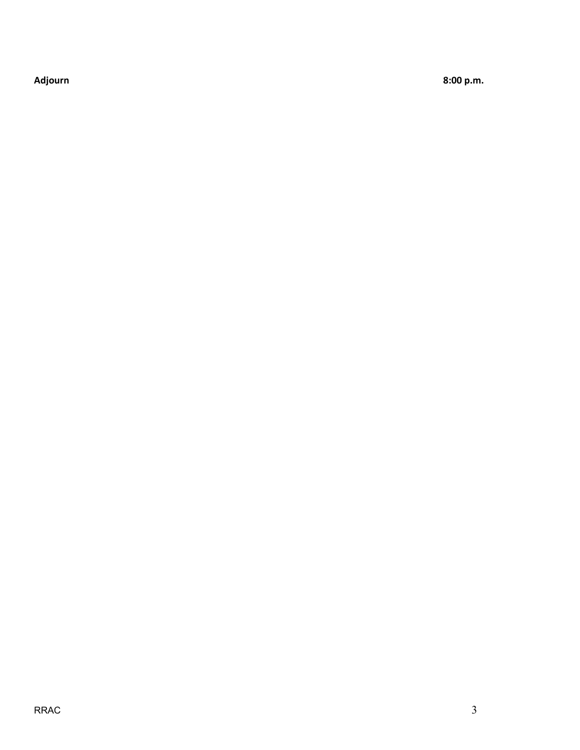**Adjourn** **8:00 p.m.**